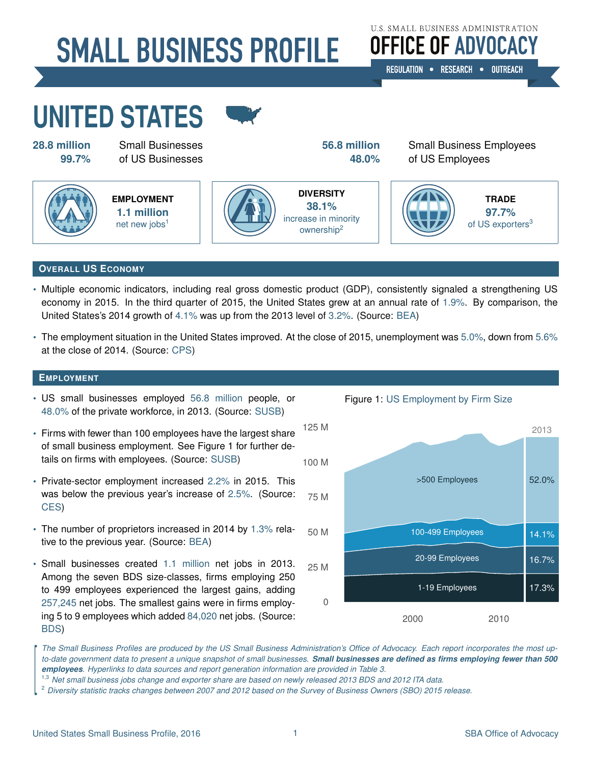# SMALL BUSINESS PROFILE

U.S. SMALL BUSINESS ADMINISTRATION
**OFFICE OF ADVOCACY**
REGULATION • RESEARCH • OUTREACH

# UNITED STATES

**28.8 million** Small Businesses
**99.7%** of US Businesses

**56.8 million** Small Business Employees
**48.0%** of US Employees

**EMPLOYMENT**
**1.1 million**
net new jobs[1]

**DIVERSITY**
**38.1%**
increase in minority ownership[2]

**TRADE**
**97.7%**
of US exporters[3]

## Overall US Economy

- Multiple economic indicators, including real gross domestic product (GDP), consistently signaled a strengthening US economy in 2015. In the third quarter of 2015, the United States grew at an annual rate of 1.9%. By comparison, the United States's 2014 growth of 4.1% was up from the 2013 level of 3.2%. (Source: BEA)
- The employment situation in the United States improved. At the close of 2015, unemployment was 5.0%, down from 5.6% at the close of 2014. (Source: CPS)

## Employment

- US small businesses employed 56.8 million people, or 48.0% of the private workforce, in 2013. (Source: SUSB)
- Firms with fewer than 100 employees have the largest share of small business employment. See Figure 1 for further details on firms with employees. (Source: SUSB)
- Private-sector employment increased 2.2% in 2015. This was below the previous year's increase of 2.5%. (Source: CES)
- The number of proprietors increased in 2014 by 1.3% relative to the previous year. (Source: BEA)
- Small businesses created 1.1 million net jobs in 2013. Among the seven BDS size-classes, firms employing 250 to 499 employees experienced the largest gains, adding 257,245 net jobs. The smallest gains were in firms employing 5 to 9 employees which added 84,020 net jobs. (Source: BDS)

Figure 1: US Employment by Firm Size

| Firm size | 2013 share |
|---|---|
| >500 Employees | 52.0% |
| 100-499 Employees | 14.1% |
| 20-99 Employees | 16.7% |
| 1-19 Employees | 17.3% |

*The Small Business Profiles are produced by the US Small Business Administration's Office of Advocacy. Each report incorporates the most up-to-date government data to present a unique snapshot of small businesses.* ***Small businesses are defined as firms employing fewer than 500 employees****. Hyperlinks to data sources and report generation information are provided in Table 3.*

[1,3] *Net small business jobs change and exporter share are based on newly released 2013 BDS and 2012 ITA data.*

[2] *Diversity statistic tracks changes between 2007 and 2012 based on the Survey of Business Owners (SBO) 2015 release.*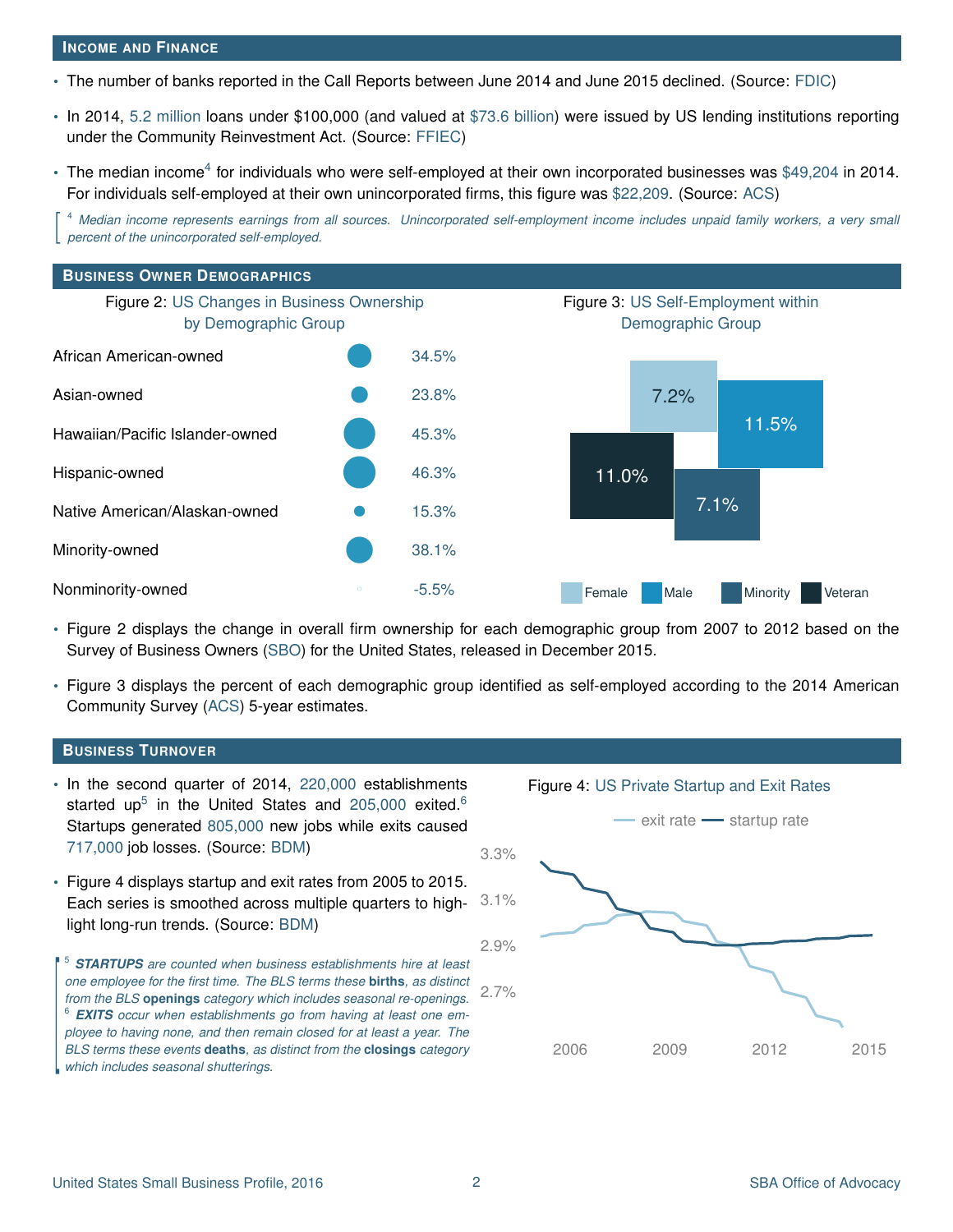## Income and Finance

- The number of banks reported in the Call Reports between June 2014 and June 2015 declined. (Source: FDIC)
- In 2014, 5.2 million loans under $100,000 (and valued at $73.6 billion) were issued by US lending institutions reporting under the Community Reinvestment Act. (Source: FFIEC)
- The median income[4] for individuals who were self-employed at their own incorporated businesses was $49,204 in 2014. For individuals self-employed at their own unincorporated firms, this figure was $22,209. (Source: ACS)

*[4] Median income represents earnings from all sources. Unincorporated self-employment income includes unpaid family workers, a very small percent of the unincorporated self-employed.*

## Business Owner Demographics

Figure 2: US Changes in Business Ownership by Demographic Group

| Group | Change |
|---|---|
| African American-owned | 34.5% |
| Asian-owned | 23.8% |
| Hawaiian/Pacific Islander-owned | 45.3% |
| Hispanic-owned | 46.3% |
| Native American/Alaskan-owned | 15.3% |
| Minority-owned | 38.1% |
| Nonminority-owned | -5.5% |

Figure 3: US Self-Employment within Demographic Group

| Female | Male | Minority | Veteran |
|---|---|---|---|
| 7.2% | 11.5% | 7.1% | 11.0% |

- Figure 2 displays the change in overall firm ownership for each demographic group from 2007 to 2012 based on the Survey of Business Owners (SBO) for the United States, released in December 2015.
- Figure 3 displays the percent of each demographic group identified as self-employed according to the 2014 American Community Survey (ACS) 5-year estimates.

## Business Turnover

- In the second quarter of 2014, 220,000 establishments started up[5] in the United States and 205,000 exited.[6] Startups generated 805,000 new jobs while exits caused 717,000 job losses. (Source: BDM)
- Figure 4 displays startup and exit rates from 2005 to 2015. Each series is smoothed across multiple quarters to highlight long-run trends. (Source: BDM)

*[5] **STARTUPS** are counted when business establishments hire at least one employee for the first time. The BLS terms these **births**, as distinct from the BLS **openings** category which includes seasonal re-openings.*
*[6] **EXITS** occur when establishments go from having at least one employee to having none, and then remain closed for at least a year. The BLS terms these events **deaths**, as distinct from the **closings** category which includes seasonal shutterings.*

Figure 4: US Private Startup and Exit Rates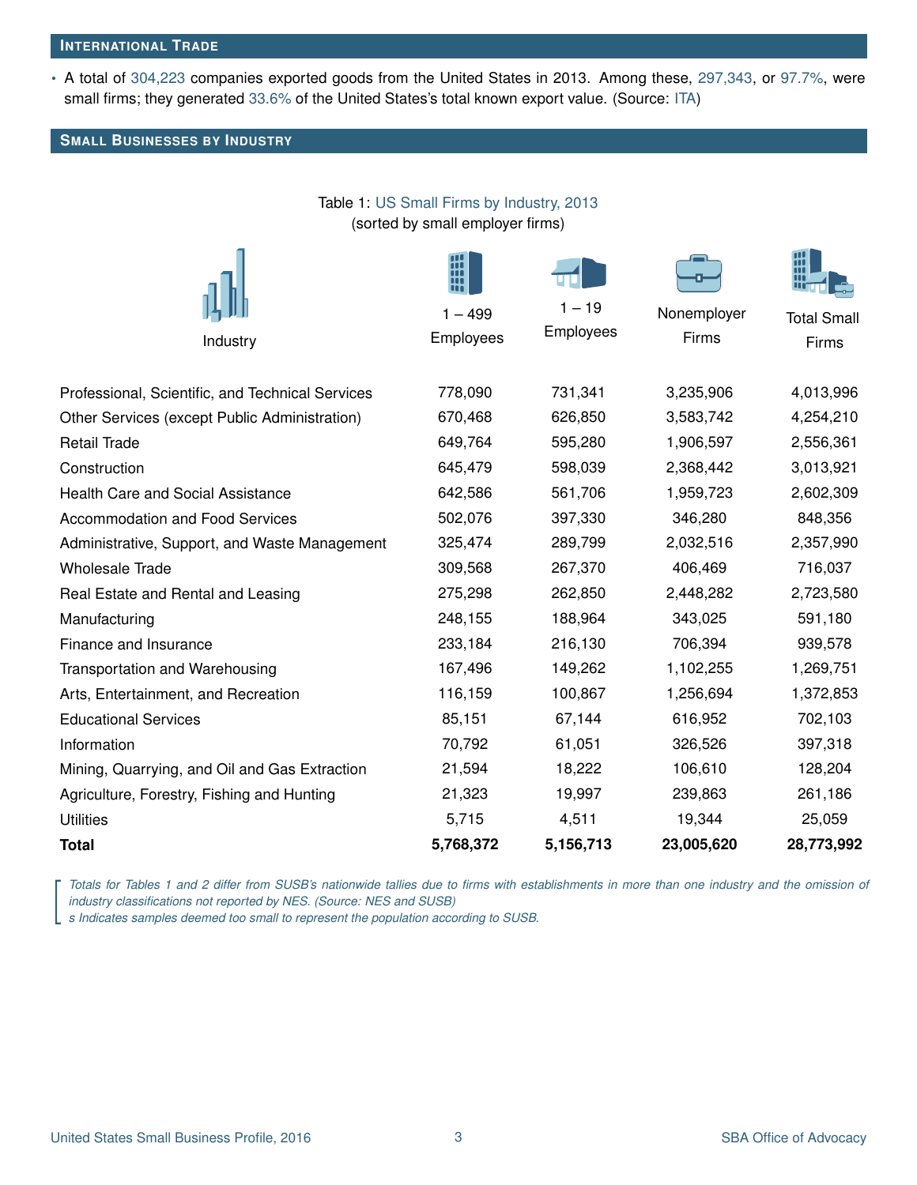## International Trade

- A total of 304,223 companies exported goods from the United States in 2013. Among these, 297,343, or 97.7%, were small firms; they generated 33.6% of the United States's total known export value. (Source: ITA)

## Small Businesses by Industry

Table 1: US Small Firms by Industry, 2013
(sorted by small employer firms)

| Industry | 1 – 499 Employees | 1 – 19 Employees | Nonemployer Firms | Total Small Firms |
|---|---|---|---|---|
| Professional, Scientific, and Technical Services | 778,090 | 731,341 | 3,235,906 | 4,013,996 |
| Other Services (except Public Administration) | 670,468 | 626,850 | 3,583,742 | 4,254,210 |
| Retail Trade | 649,764 | 595,280 | 1,906,597 | 2,556,361 |
| Construction | 645,479 | 598,039 | 2,368,442 | 3,013,921 |
| Health Care and Social Assistance | 642,586 | 561,706 | 1,959,723 | 2,602,309 |
| Accommodation and Food Services | 502,076 | 397,330 | 346,280 | 848,356 |
| Administrative, Support, and Waste Management | 325,474 | 289,799 | 2,032,516 | 2,357,990 |
| Wholesale Trade | 309,568 | 267,370 | 406,469 | 716,037 |
| Real Estate and Rental and Leasing | 275,298 | 262,850 | 2,448,282 | 2,723,580 |
| Manufacturing | 248,155 | 188,964 | 343,025 | 591,180 |
| Finance and Insurance | 233,184 | 216,130 | 706,394 | 939,578 |
| Transportation and Warehousing | 167,496 | 149,262 | 1,102,255 | 1,269,751 |
| Arts, Entertainment, and Recreation | 116,159 | 100,867 | 1,256,694 | 1,372,853 |
| Educational Services | 85,151 | 67,144 | 616,952 | 702,103 |
| Information | 70,792 | 61,051 | 326,526 | 397,318 |
| Mining, Quarrying, and Oil and Gas Extraction | 21,594 | 18,222 | 106,610 | 128,204 |
| Agriculture, Forestry, Fishing and Hunting | 21,323 | 19,997 | 239,863 | 261,186 |
| Utilities | 5,715 | 4,511 | 19,344 | 25,059 |
| **Total** | **5,768,372** | **5,156,713** | **23,005,620** | **28,773,992** |

*Totals for Tables 1 and 2 differ from SUSB's nationwide tallies due to firms with establishments in more than one industry and the omission of industry classifications not reported by NES. (Source: NES and SUSB)*
*s Indicates samples deemed too small to represent the population according to SUSB.*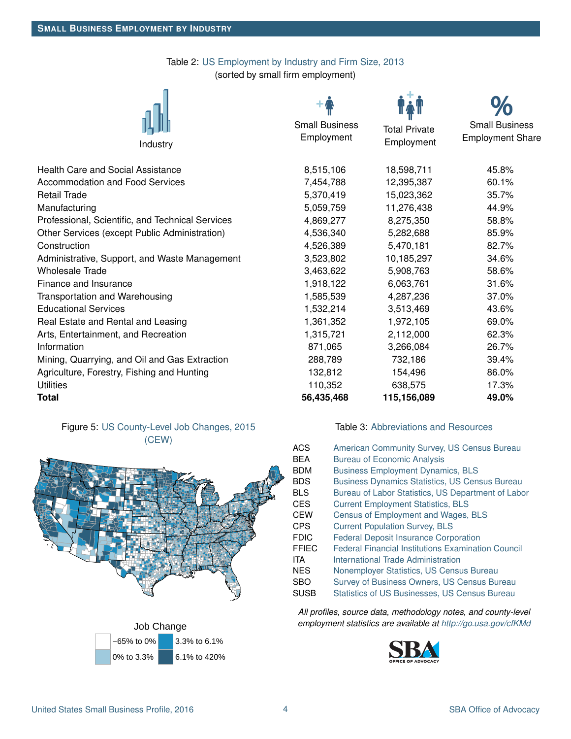## Small Business Employment by Industry

Table 2: US Employment by Industry and Firm Size, 2013
(sorted by small firm employment)

| Industry | Small Business Employment | Total Private Employment | Small Business Employment Share |
|---|---|---|---|
| Health Care and Social Assistance | 8,515,106 | 18,598,711 | 45.8% |
| Accommodation and Food Services | 7,454,788 | 12,395,387 | 60.1% |
| Retail Trade | 5,370,419 | 15,023,362 | 35.7% |
| Manufacturing | 5,059,759 | 11,276,438 | 44.9% |
| Professional, Scientific, and Technical Services | 4,869,277 | 8,275,350 | 58.8% |
| Other Services (except Public Administration) | 4,536,340 | 5,282,688 | 85.9% |
| Construction | 4,526,389 | 5,470,181 | 82.7% |
| Administrative, Support, and Waste Management | 3,523,802 | 10,185,297 | 34.6% |
| Wholesale Trade | 3,463,622 | 5,908,763 | 58.6% |
| Finance and Insurance | 1,918,122 | 6,063,761 | 31.6% |
| Transportation and Warehousing | 1,585,539 | 4,287,236 | 37.0% |
| Educational Services | 1,532,214 | 3,513,469 | 43.6% |
| Real Estate and Rental and Leasing | 1,361,352 | 1,972,105 | 69.0% |
| Arts, Entertainment, and Recreation | 1,315,721 | 2,112,000 | 62.3% |
| Information | 871,065 | 3,266,084 | 26.7% |
| Mining, Quarrying, and Oil and Gas Extraction | 288,789 | 732,186 | 39.4% |
| Agriculture, Forestry, Fishing and Hunting | 132,812 | 154,496 | 86.0% |
| Utilities | 110,352 | 638,575 | 17.3% |
| **Total** | **56,435,468** | **115,156,089** | **49.0%** |

Figure 5: US County-Level Job Changes, 2015 (CEW)

Job Change

−65% to 0%

0% to 3.3%

3.3% to 6.1%

6.1% to 420%

Table 3: Abbreviations and Resources

| | |
|---|---|
| ACS | American Community Survey, US Census Bureau |
| BEA | Bureau of Economic Analysis |
| BDM | Business Employment Dynamics, BLS |
| BDS | Business Dynamics Statistics, US Census Bureau |
| BLS | Bureau of Labor Statistics, US Department of Labor |
| CES | Current Employment Statistics, BLS |
| CEW | Census of Employment and Wages, BLS |
| CPS | Current Population Survey, BLS |
| FDIC | Federal Deposit Insurance Corporation |
| FFIEC | Federal Financial Institutions Examination Council |
| ITA | International Trade Administration |
| NES | Nonemployer Statistics, US Census Bureau |
| SBO | Survey of Business Owners, US Census Bureau |
| SUSB | Statistics of US Businesses, US Census Bureau |

*All profiles, source data, methodology notes, and county-level employment statistics are available at http://go.usa.gov/cfKMd*

SBA OFFICE OF ADVOCACY